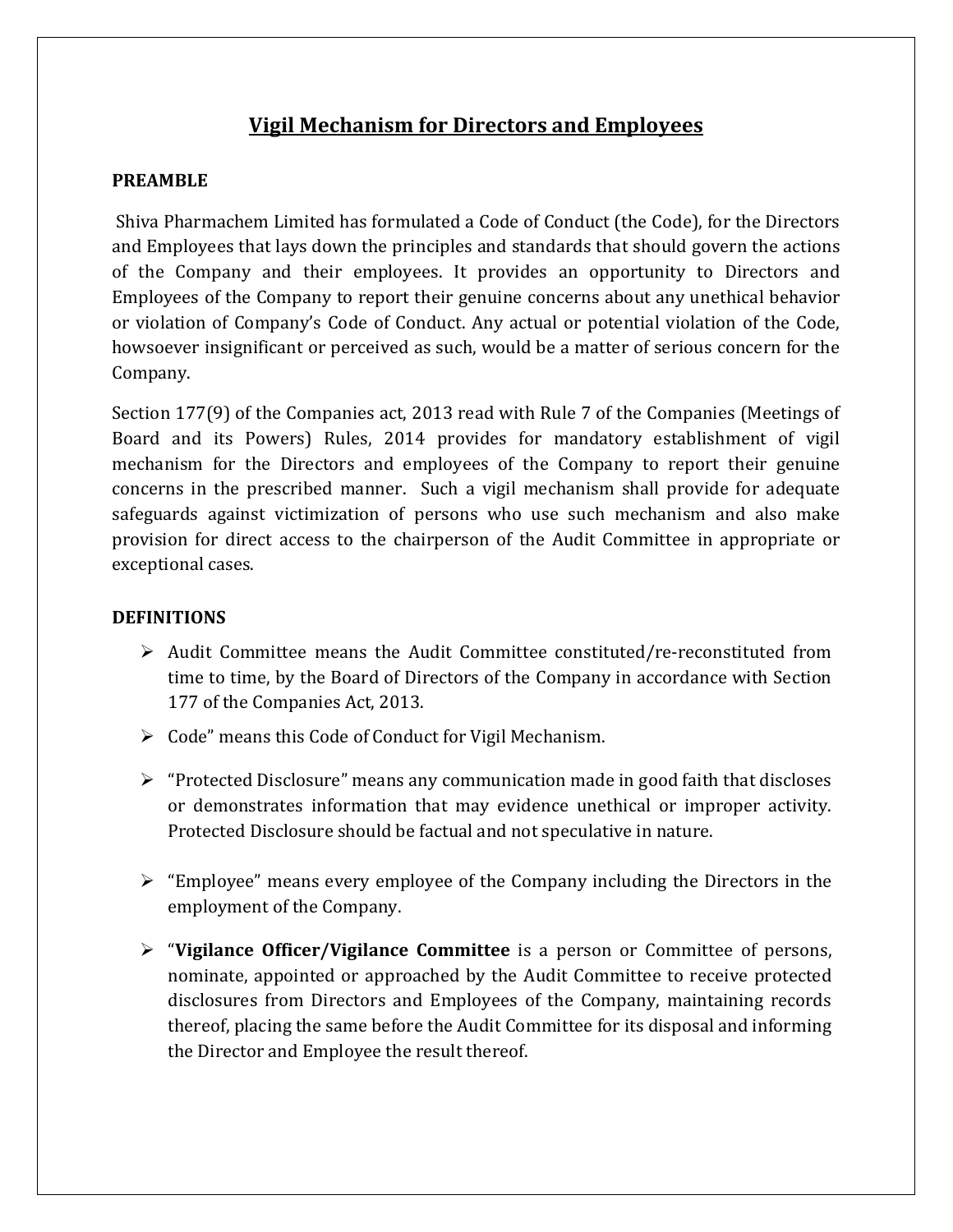# Vigil Mechanism for Directors and Employees

## PREAMBLE

Shiva Pharmachem Limited has formulated a Code of Conduct (the Code), for the Directors and Employees that lays down the principles and standards that should govern the actions of the Company and their employees. It provides an opportunity to Directors and Employees of the Company to report their genuine concerns about any unethical behavior or violation of Company's Code of Conduct. Any actual or potential violation of the Code, howsoever insignificant or perceived as such, would be a matter of serious concern for the Company.

Section 177(9) of the Companies act, 2013 read with Rule 7 of the Companies (Meetings of Board and its Powers) Rules, 2014 provides for mandatory establishment of vigil mechanism for the Directors and employees of the Company to report their genuine concerns in the prescribed manner. Such a vigil mechanism shall provide for adequate safeguards against victimization of persons who use such mechanism and also make provision for direct access to the chairperson of the Audit Committee in appropriate or exceptional cases.

## DEFINITIONS

- Audit Committee means the Audit Committee constituted/re-reconstituted from time to time, by the Board of Directors of the Company in accordance with Section 177 of the Companies Act, 2013.
- Code" means this Code of Conduct for Vigil Mechanism.
- "Protected Disclosure" means any communication made in good faith that discloses or demonstrates information that may evidence unethical or improper activity. Protected Disclosure should be factual and not speculative in nature.
- "Employee" means every employee of the Company including the Directors in the employment of the Company.
- "**Vigilance Officer/Vigilance Committee** is a person or Committee of persons, nominate, appointed or approached by the Audit Committee to receive protected disclosures from Directors and Employees of the Company, maintaining records thereof, placing the same before the Audit Committee for its disposal and informing the Director and Employee the result thereof.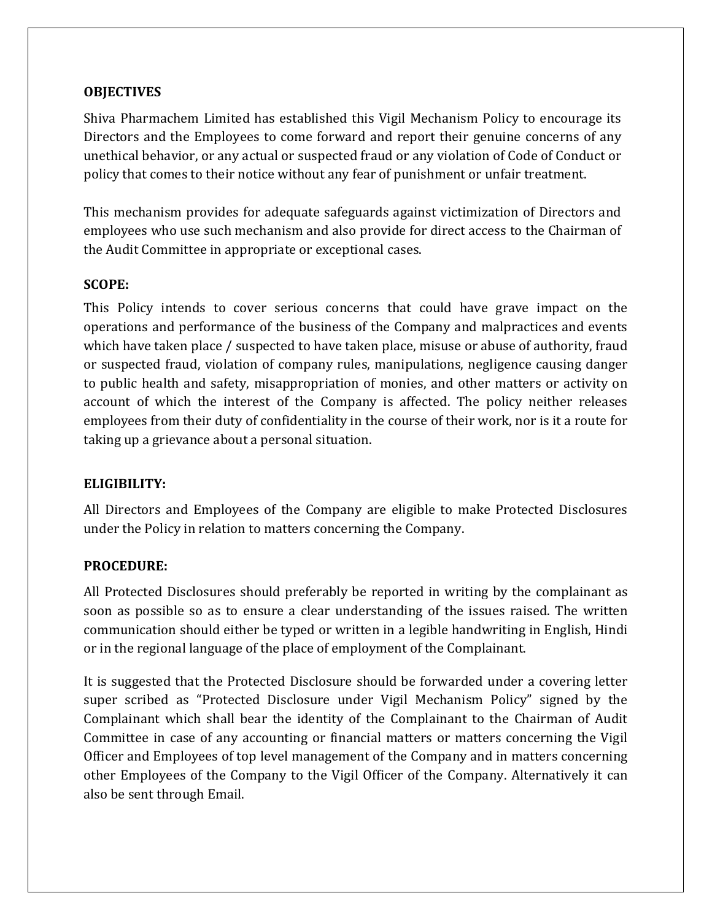**OBJECTIVES**

Shiva Pharmachem Limited has established this Vigil Mechanism Policy to encourage its Directors and the Employees to come forward and report their genuine concerns of any unethical behavior, or any actual or suspected fraud or any violation of Code of Conduct or policy that comes to their notice without any fear of punishment or unfair treatment.

This mechanism provides for adequate safeguards against victimization of Directors and employees who use such mechanism and also provide for direct access to the Chairman of the Audit Committee in appropriate or exceptional cases.

**SCOPE:**

This Policy intends to cover serious concerns that could have grave impact on the operations and performance of the business of the Company and malpractices and events which have taken place / suspected to have taken place, misuse or abuse of authority, fraud or suspected fraud, violation of company rules, manipulations, negligence causing danger to public health and safety, misappropriation of monies, and other matters or activity on account of which the interest of the Company is affected. The policy neither releases employees from their duty of confidentiality in the course of their work, nor is it a route for taking up a grievance about a personal situation.

**ELIGIBILITY:**

All Directors and Employees of the Company are eligible to make Protected Disclosures under the Policy in relation to matters concerning the Company.

**PROCEDURE:**

All Protected Disclosures should preferably be reported in writing by the complainant as soon as possible so as to ensure a clear understanding of the issues raised. The written communication should either be typed or written in a legible handwriting in English, Hindi or in the regional language of the place of employment of the Complainant.

It is suggested that the Protected Disclosure should be forwarded under a covering letter super scribed as "Protected Disclosure under Vigil Mechanism Policy" signed by the Complainant which shall bear the identity of the Complainant to the Chairman of Audit Committee in case of any accounting or financial matters or matters concerning the Vigil Officer and Employees of top level management of the Company and in matters concerning other Employees of the Company to the Vigil Officer of the Company. Alternatively it can also be sent through Email.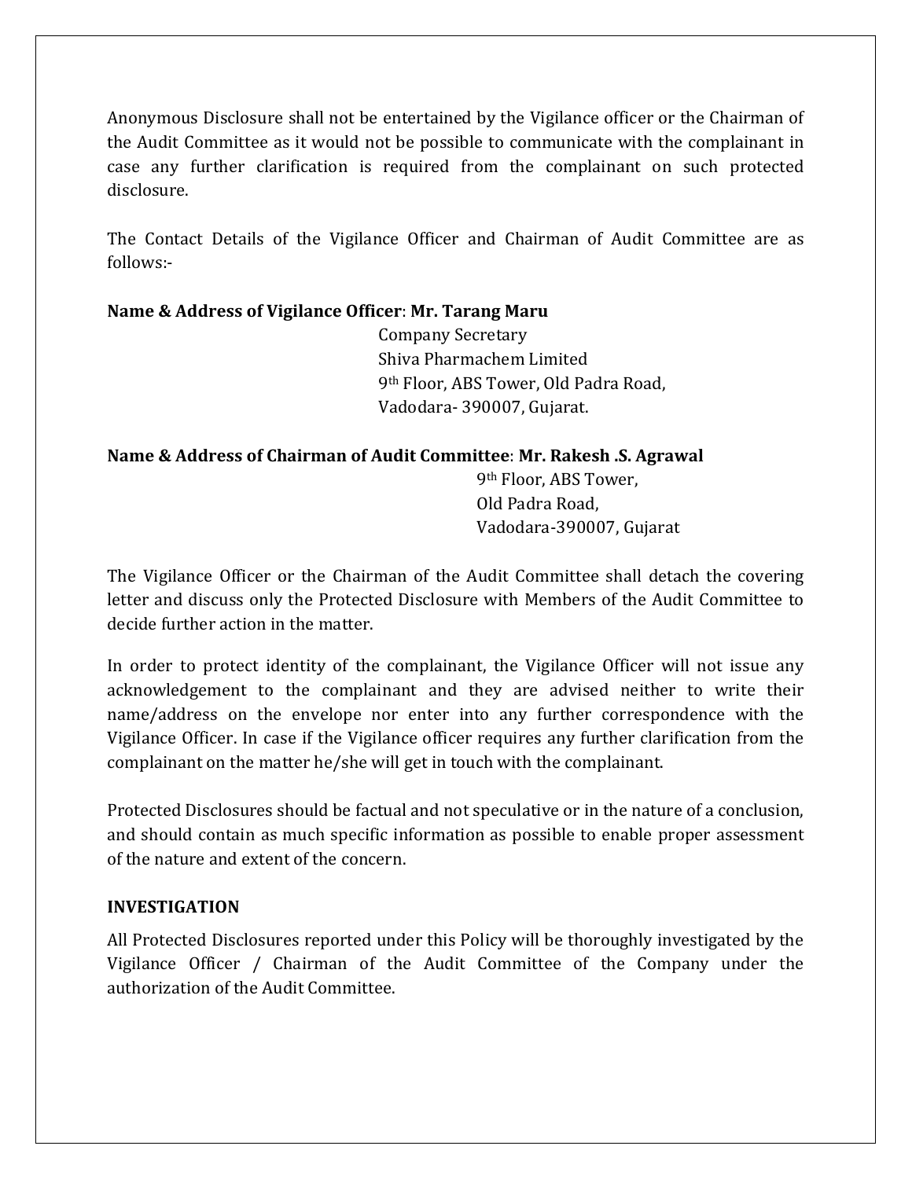Anonymous Disclosure shall not be entertained by the Vigilance officer or the Chairman of the Audit Committee as it would not be possible to communicate with the complainant in case any further clarification is required from the complainant on such protected disclosure.

The Contact Details of the Vigilance Officer and Chairman of Audit Committee are as follows:-

**Name & Address of Vigilance Officer**: **Mr. Tarang Maru**
Company Secretary
Shiva Pharmachem Limited
9th Floor, ABS Tower, Old Padra Road,
Vadodara- 390007, Gujarat.

**Name & Address of Chairman of Audit Committee**: **Mr. Rakesh .S. Agrawal**
9th Floor, ABS Tower,
Old Padra Road,
Vadodara-390007, Gujarat

The Vigilance Officer or the Chairman of the Audit Committee shall detach the covering letter and discuss only the Protected Disclosure with Members of the Audit Committee to decide further action in the matter.

In order to protect identity of the complainant, the Vigilance Officer will not issue any acknowledgement to the complainant and they are advised neither to write their name/address on the envelope nor enter into any further correspondence with the Vigilance Officer. In case if the Vigilance officer requires any further clarification from the complainant on the matter he/she will get in touch with the complainant.

Protected Disclosures should be factual and not speculative or in the nature of a conclusion, and should contain as much specific information as possible to enable proper assessment of the nature and extent of the concern.

**INVESTIGATION**

All Protected Disclosures reported under this Policy will be thoroughly investigated by the Vigilance Officer / Chairman of the Audit Committee of the Company under the authorization of the Audit Committee.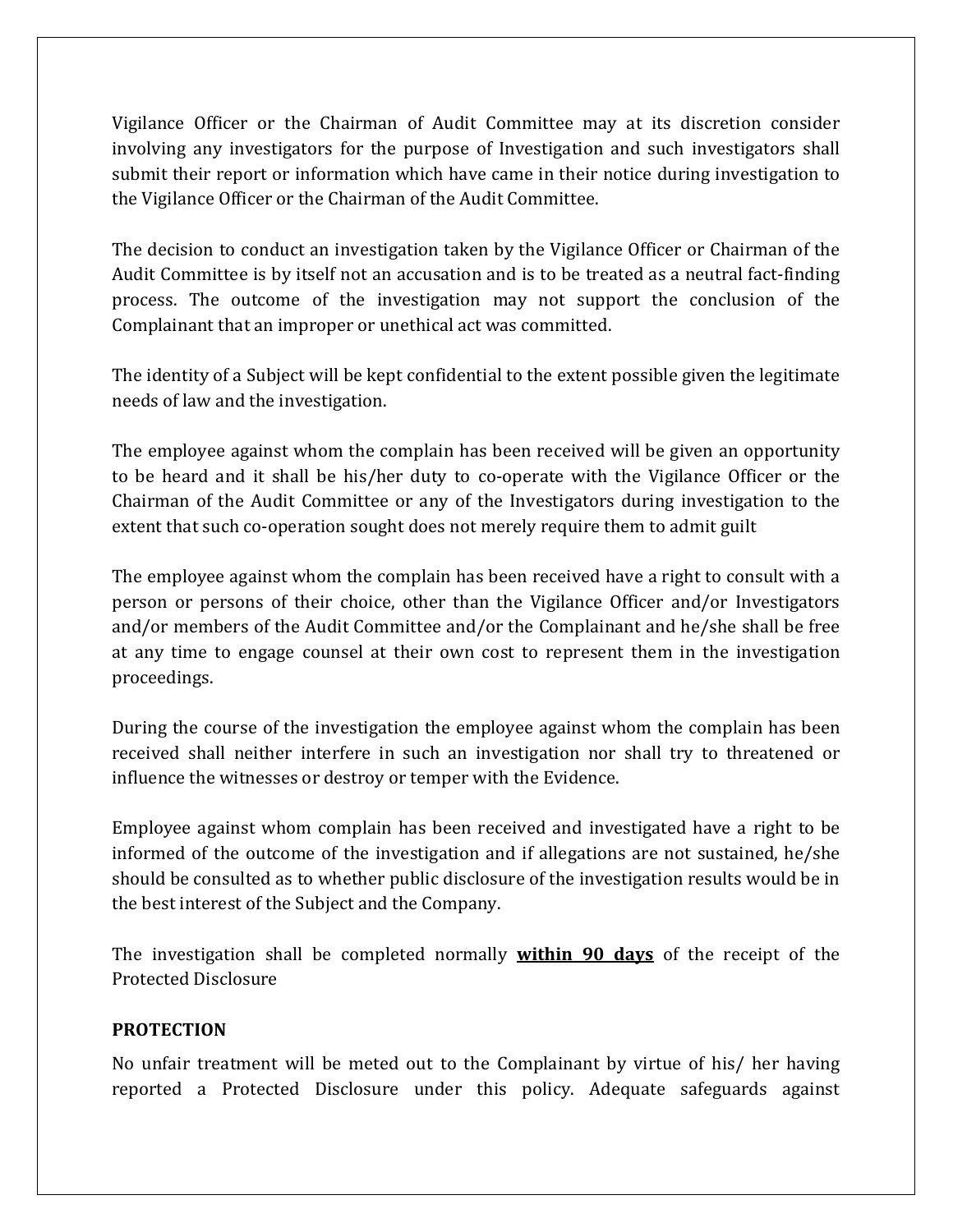Vigilance Officer or the Chairman of Audit Committee may at its discretion consider involving any investigators for the purpose of Investigation and such investigators shall submit their report or information which have came in their notice during investigation to the Vigilance Officer or the Chairman of the Audit Committee.

The decision to conduct an investigation taken by the Vigilance Officer or Chairman of the Audit Committee is by itself not an accusation and is to be treated as a neutral fact-finding process. The outcome of the investigation may not support the conclusion of the Complainant that an improper or unethical act was committed.

The identity of a Subject will be kept confidential to the extent possible given the legitimate needs of law and the investigation.

The employee against whom the complain has been received will be given an opportunity to be heard and it shall be his/her duty to co-operate with the Vigilance Officer or the Chairman of the Audit Committee or any of the Investigators during investigation to the extent that such co-operation sought does not merely require them to admit guilt

The employee against whom the complain has been received have a right to consult with a person or persons of their choice, other than the Vigilance Officer and/or Investigators and/or members of the Audit Committee and/or the Complainant and he/she shall be free at any time to engage counsel at their own cost to represent them in the investigation proceedings.

During the course of the investigation the employee against whom the complain has been received shall neither interfere in such an investigation nor shall try to threatened or influence the witnesses or destroy or temper with the Evidence.

Employee against whom complain has been received and investigated have a right to be informed of the outcome of the investigation and if allegations are not sustained, he/she should be consulted as to whether public disclosure of the investigation results would be in the best interest of the Subject and the Company.

The investigation shall be completed normally **within 90 days** of the receipt of the Protected Disclosure

**PROTECTION**

No unfair treatment will be meted out to the Complainant by virtue of his/ her having reported a Protected Disclosure under this policy. Adequate safeguards against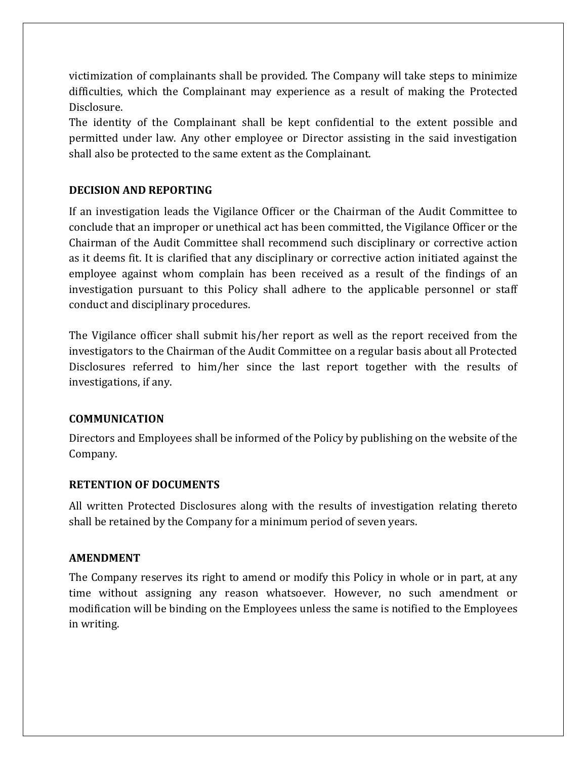victimization of complainants shall be provided. The Company will take steps to minimize difficulties, which the Complainant may experience as a result of making the Protected Disclosure.

The identity of the Complainant shall be kept confidential to the extent possible and permitted under law. Any other employee or Director assisting in the said investigation shall also be protected to the same extent as the Complainant.

## DECISION AND REPORTING

If an investigation leads the Vigilance Officer or the Chairman of the Audit Committee to conclude that an improper or unethical act has been committed, the Vigilance Officer or the Chairman of the Audit Committee shall recommend such disciplinary or corrective action as it deems fit. It is clarified that any disciplinary or corrective action initiated against the employee against whom complain has been received as a result of the findings of an investigation pursuant to this Policy shall adhere to the applicable personnel or staff conduct and disciplinary procedures.

The Vigilance officer shall submit his/her report as well as the report received from the investigators to the Chairman of the Audit Committee on a regular basis about all Protected Disclosures referred to him/her since the last report together with the results of investigations, if any.

## COMMUNICATION

Directors and Employees shall be informed of the Policy by publishing on the website of the Company.

## RETENTION OF DOCUMENTS

All written Protected Disclosures along with the results of investigation relating thereto shall be retained by the Company for a minimum period of seven years.

## AMENDMENT

The Company reserves its right to amend or modify this Policy in whole or in part, at any time without assigning any reason whatsoever. However, no such amendment or modification will be binding on the Employees unless the same is notified to the Employees in writing.